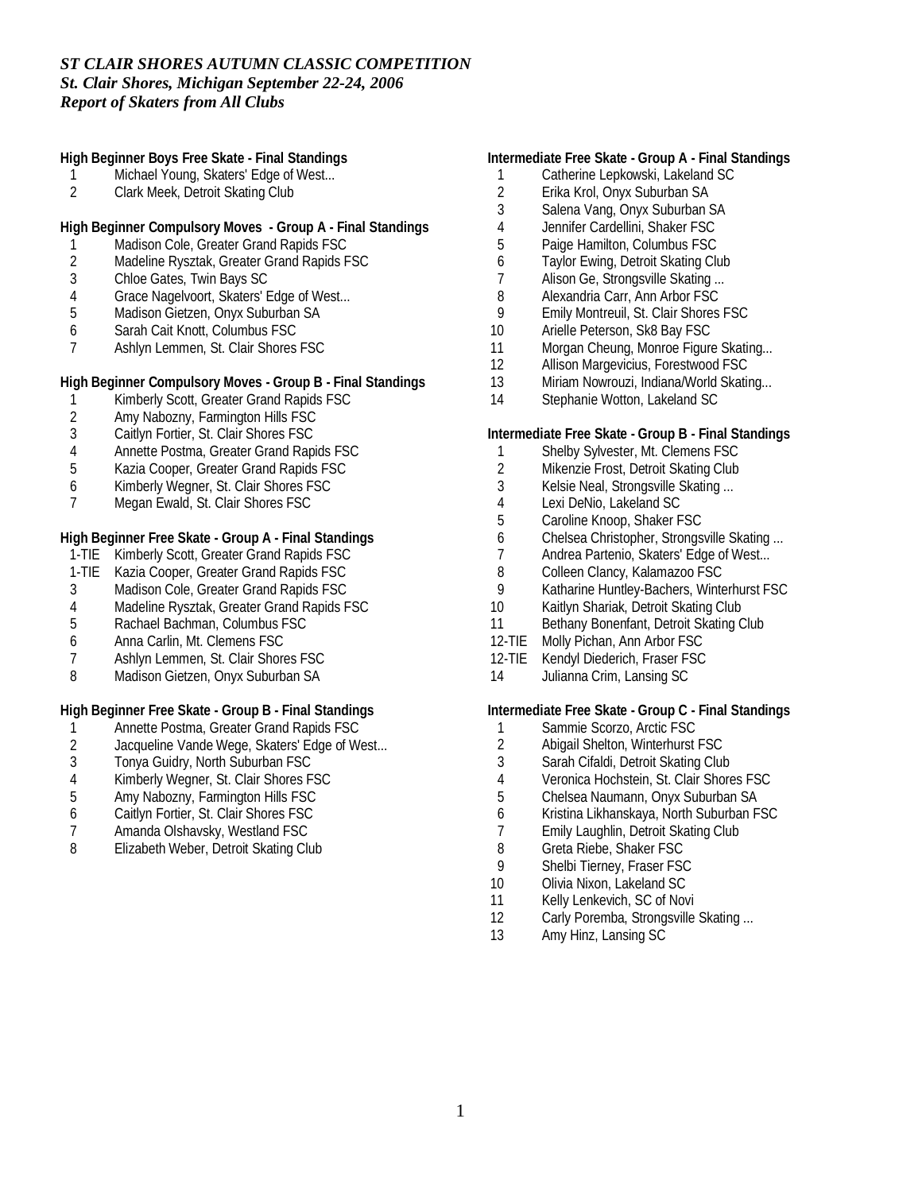***ST CLAIR SHORES AUTUMN CLASSIC COMPETITION***
***St. Clair Shores, Michigan September 22-24, 2006***
***Report of Skaters from All Clubs***

**High Beginner Boys Free Skate - Final Standings**

1 Michael Young, Skaters' Edge of West...
2 Clark Meek, Detroit Skating Club

**High Beginner Compulsory Moves - Group A - Final Standings**

1 Madison Cole, Greater Grand Rapids FSC
2 Madeline Rysztak, Greater Grand Rapids FSC
3 Chloe Gates, Twin Bays SC
4 Grace Nagelvoort, Skaters' Edge of West...
5 Madison Gietzen, Onyx Suburban SA
6 Sarah Cait Knott, Columbus FSC
7 Ashlyn Lemmen, St. Clair Shores FSC

**High Beginner Compulsory Moves - Group B - Final Standings**

1 Kimberly Scott, Greater Grand Rapids FSC
2 Amy Nabozny, Farmington Hills FSC
3 Caitlyn Fortier, St. Clair Shores FSC
4 Annette Postma, Greater Grand Rapids FSC
5 Kazia Cooper, Greater Grand Rapids FSC
6 Kimberly Wegner, St. Clair Shores FSC
7 Megan Ewald, St. Clair Shores FSC

**High Beginner Free Skate - Group A - Final Standings**

1-TIE Kimberly Scott, Greater Grand Rapids FSC
1-TIE Kazia Cooper, Greater Grand Rapids FSC
3 Madison Cole, Greater Grand Rapids FSC
4 Madeline Rysztak, Greater Grand Rapids FSC
5 Rachael Bachman, Columbus FSC
6 Anna Carlin, Mt. Clemens FSC
7 Ashlyn Lemmen, St. Clair Shores FSC
8 Madison Gietzen, Onyx Suburban SA

**High Beginner Free Skate - Group B - Final Standings**

1 Annette Postma, Greater Grand Rapids FSC
2 Jacqueline Vande Wege, Skaters' Edge of West...
3 Tonya Guidry, North Suburban FSC
4 Kimberly Wegner, St. Clair Shores FSC
5 Amy Nabozny, Farmington Hills FSC
6 Caitlyn Fortier, St. Clair Shores FSC
7 Amanda Olshavsky, Westland FSC
8 Elizabeth Weber, Detroit Skating Club

**Intermediate Free Skate - Group A - Final Standings**

1 Catherine Lepkowski, Lakeland SC
2 Erika Krol, Onyx Suburban SA
3 Salena Vang, Onyx Suburban SA
4 Jennifer Cardellini, Shaker FSC
5 Paige Hamilton, Columbus FSC
6 Taylor Ewing, Detroit Skating Club
7 Alison Ge, Strongsville Skating ...
8 Alexandria Carr, Ann Arbor FSC
9 Emily Montreuil, St. Clair Shores FSC
10 Arielle Peterson, Sk8 Bay FSC
11 Morgan Cheung, Monroe Figure Skating...
12 Allison Margevicius, Forestwood FSC
13 Miriam Nowrouzi, Indiana/World Skating...
14 Stephanie Wotton, Lakeland SC

**Intermediate Free Skate - Group B - Final Standings**

1 Shelby Sylvester, Mt. Clemens FSC
2 Mikenzie Frost, Detroit Skating Club
3 Kelsie Neal, Strongsville Skating ...
4 Lexi DeNio, Lakeland SC
5 Caroline Knoop, Shaker FSC
6 Chelsea Christopher, Strongsville Skating ...
7 Andrea Partenio, Skaters' Edge of West...
8 Colleen Clancy, Kalamazoo FSC
9 Katharine Huntley-Bachers, Winterhurst FSC
10 Kaitlyn Shariak, Detroit Skating Club
11 Bethany Bonenfant, Detroit Skating Club
12-TIE Molly Pichan, Ann Arbor FSC
12-TIE Kendyl Diederich, Fraser FSC
14 Julianna Crim, Lansing SC

**Intermediate Free Skate - Group C - Final Standings**

1 Sammie Scorzo, Arctic FSC
2 Abigail Shelton, Winterhurst FSC
3 Sarah Cifaldi, Detroit Skating Club
4 Veronica Hochstein, St. Clair Shores FSC
5 Chelsea Naumann, Onyx Suburban SA
6 Kristina Likhanskaya, North Suburban FSC
7 Emily Laughlin, Detroit Skating Club
8 Greta Riebe, Shaker FSC
9 Shelbi Tierney, Fraser FSC
10 Olivia Nixon, Lakeland SC
11 Kelly Lenkevich, SC of Novi
12 Carly Poremba, Strongsville Skating ...
13 Amy Hinz, Lansing SC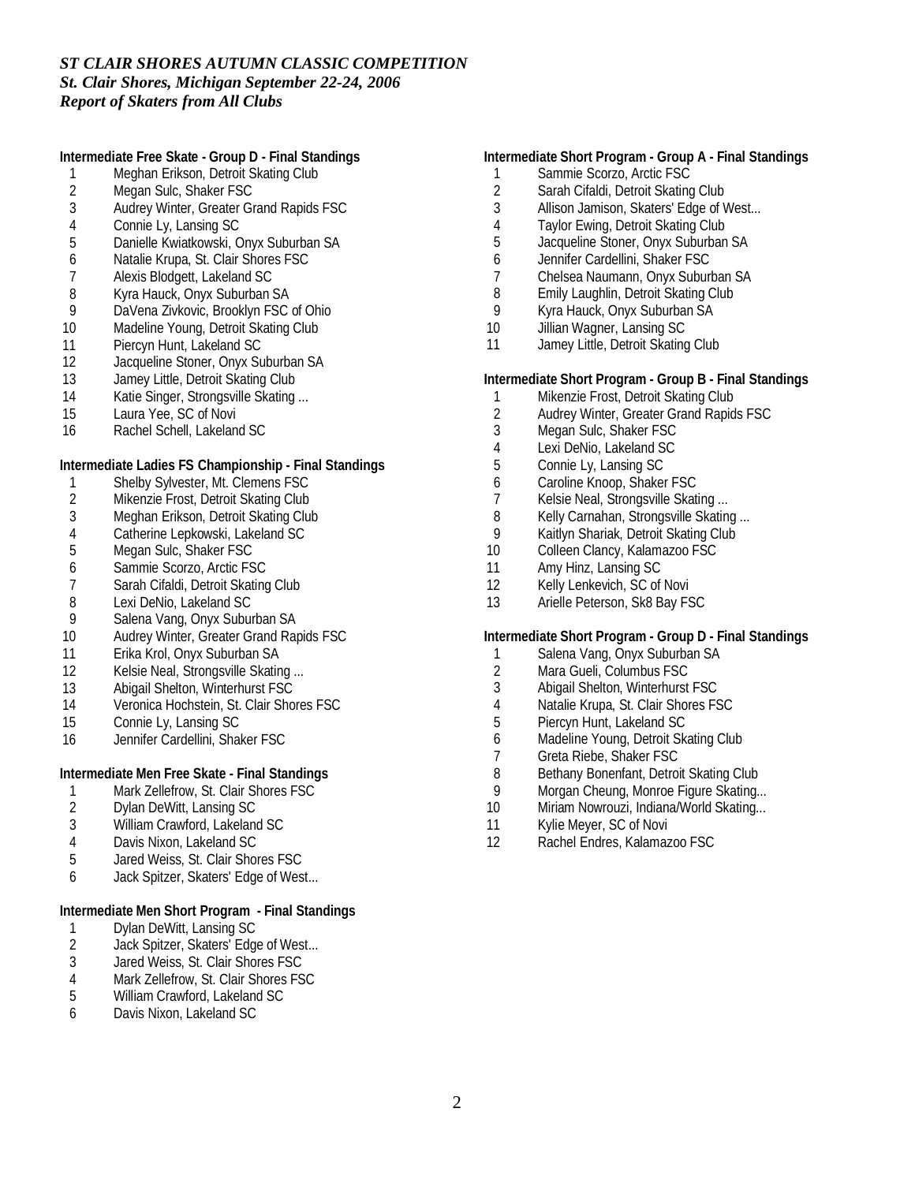*ST CLAIR SHORES AUTUMN CLASSIC COMPETITION*
*St. Clair Shores, Michigan September 22-24, 2006*
*Report of Skaters from All Clubs*

**Intermediate Free Skate - Group D - Final Standings**

1 Meghan Erikson, Detroit Skating Club
2 Megan Sulc, Shaker FSC
3 Audrey Winter, Greater Grand Rapids FSC
4 Connie Ly, Lansing SC
5 Danielle Kwiatkowski, Onyx Suburban SA
6 Natalie Krupa, St. Clair Shores FSC
7 Alexis Blodgett, Lakeland SC
8 Kyra Hauck, Onyx Suburban SA
9 DaVena Zivkovic, Brooklyn FSC of Ohio
10 Madeline Young, Detroit Skating Club
11 Piercyn Hunt, Lakeland SC
12 Jacqueline Stoner, Onyx Suburban SA
13 Jamey Little, Detroit Skating Club
14 Katie Singer, Strongsville Skating ...
15 Laura Yee, SC of Novi
16 Rachel Schell, Lakeland SC

**Intermediate Ladies FS Championship - Final Standings**

1 Shelby Sylvester, Mt. Clemens FSC
2 Mikenzie Frost, Detroit Skating Club
3 Meghan Erikson, Detroit Skating Club
4 Catherine Lepkowski, Lakeland SC
5 Megan Sulc, Shaker FSC
6 Sammie Scorzo, Arctic FSC
7 Sarah Cifaldi, Detroit Skating Club
8 Lexi DeNio, Lakeland SC
9 Salena Vang, Onyx Suburban SA
10 Audrey Winter, Greater Grand Rapids FSC
11 Erika Krol, Onyx Suburban SA
12 Kelsie Neal, Strongsville Skating ...
13 Abigail Shelton, Winterhurst FSC
14 Veronica Hochstein, St. Clair Shores FSC
15 Connie Ly, Lansing SC
16 Jennifer Cardellini, Shaker FSC

**Intermediate Men Free Skate - Final Standings**

1 Mark Zellefrow, St. Clair Shores FSC
2 Dylan DeWitt, Lansing SC
3 William Crawford, Lakeland SC
4 Davis Nixon, Lakeland SC
5 Jared Weiss, St. Clair Shores FSC
6 Jack Spitzer, Skaters' Edge of West...

**Intermediate Men Short Program - Final Standings**

1 Dylan DeWitt, Lansing SC
2 Jack Spitzer, Skaters' Edge of West...
3 Jared Weiss, St. Clair Shores FSC
4 Mark Zellefrow, St. Clair Shores FSC
5 William Crawford, Lakeland SC
6 Davis Nixon, Lakeland SC

**Intermediate Short Program - Group A - Final Standings**

1 Sammie Scorzo, Arctic FSC
2 Sarah Cifaldi, Detroit Skating Club
3 Allison Jamison, Skaters' Edge of West...
4 Taylor Ewing, Detroit Skating Club
5 Jacqueline Stoner, Onyx Suburban SA
6 Jennifer Cardellini, Shaker FSC
7 Chelsea Naumann, Onyx Suburban SA
8 Emily Laughlin, Detroit Skating Club
9 Kyra Hauck, Onyx Suburban SA
10 Jillian Wagner, Lansing SC
11 Jamey Little, Detroit Skating Club

**Intermediate Short Program - Group B - Final Standings**

1 Mikenzie Frost, Detroit Skating Club
2 Audrey Winter, Greater Grand Rapids FSC
3 Megan Sulc, Shaker FSC
4 Lexi DeNio, Lakeland SC
5 Connie Ly, Lansing SC
6 Caroline Knoop, Shaker FSC
7 Kelsie Neal, Strongsville Skating ...
8 Kelly Carnahan, Strongsville Skating ...
9 Kaitlyn Shariak, Detroit Skating Club
10 Colleen Clancy, Kalamazoo FSC
11 Amy Hinz, Lansing SC
12 Kelly Lenkevich, SC of Novi
13 Arielle Peterson, Sk8 Bay FSC

**Intermediate Short Program - Group D - Final Standings**

1 Salena Vang, Onyx Suburban SA
2 Mara Gueli, Columbus FSC
3 Abigail Shelton, Winterhurst FSC
4 Natalie Krupa, St. Clair Shores FSC
5 Piercyn Hunt, Lakeland SC
6 Madeline Young, Detroit Skating Club
7 Greta Riebe, Shaker FSC
8 Bethany Bonenfant, Detroit Skating Club
9 Morgan Cheung, Monroe Figure Skating...
10 Miriam Nowrouzi, Indiana/World Skating...
11 Kylie Meyer, SC of Novi
12 Rachel Endres, Kalamazoo FSC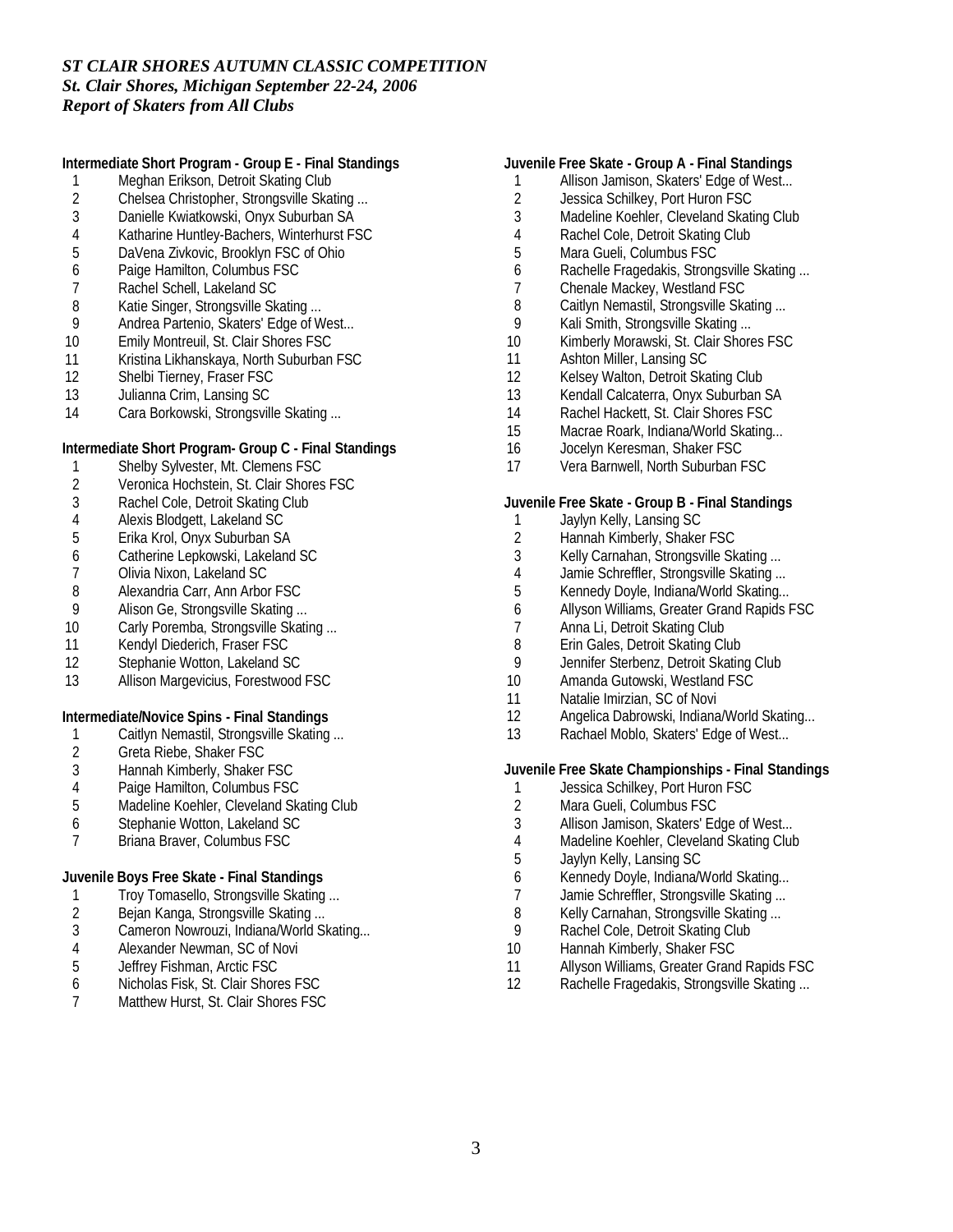*ST CLAIR SHORES AUTUMN CLASSIC COMPETITION*
*St. Clair Shores, Michigan September 22-24, 2006*
*Report of Skaters from All Clubs*

**Intermediate Short Program - Group E - Final Standings**

1. Meghan Erikson, Detroit Skating Club
2. Chelsea Christopher, Strongsville Skating ...
3. Danielle Kwiatkowski, Onyx Suburban SA
4. Katharine Huntley-Bachers, Winterhurst FSC
5. DaVena Zivkovic, Brooklyn FSC of Ohio
6. Paige Hamilton, Columbus FSC
7. Rachel Schell, Lakeland SC
8. Katie Singer, Strongsville Skating ...
9. Andrea Partenio, Skaters' Edge of West...
10. Emily Montreuil, St. Clair Shores FSC
11. Kristina Likhanskaya, North Suburban FSC
12. Shelbi Tierney, Fraser FSC
13. Julianna Crim, Lansing SC
14. Cara Borkowski, Strongsville Skating ...

**Intermediate Short Program- Group C - Final Standings**

1. Shelby Sylvester, Mt. Clemens FSC
2. Veronica Hochstein, St. Clair Shores FSC
3. Rachel Cole, Detroit Skating Club
4. Alexis Blodgett, Lakeland SC
5. Erika Krol, Onyx Suburban SA
6. Catherine Lepkowski, Lakeland SC
7. Olivia Nixon, Lakeland SC
8. Alexandria Carr, Ann Arbor FSC
9. Alison Ge, Strongsville Skating ...
10. Carly Poremba, Strongsville Skating ...
11. Kendyl Diederich, Fraser FSC
12. Stephanie Wotton, Lakeland SC
13. Allison Margevicius, Forestwood FSC

**Intermediate/Novice Spins - Final Standings**

1. Caitlyn Nemastil, Strongsville Skating ...
2. Greta Riebe, Shaker FSC
3. Hannah Kimberly, Shaker FSC
4. Paige Hamilton, Columbus FSC
5. Madeline Koehler, Cleveland Skating Club
6. Stephanie Wotton, Lakeland SC
7. Briana Braver, Columbus FSC

**Juvenile Boys Free Skate - Final Standings**

1. Troy Tomasello, Strongsville Skating ...
2. Bejan Kanga, Strongsville Skating ...
3. Cameron Nowrouzi, Indiana/World Skating...
4. Alexander Newman, SC of Novi
5. Jeffrey Fishman, Arctic FSC
6. Nicholas Fisk, St. Clair Shores FSC
7. Matthew Hurst, St. Clair Shores FSC

**Juvenile Free Skate - Group A - Final Standings**

1. Allison Jamison, Skaters' Edge of West...
2. Jessica Schilkey, Port Huron FSC
3. Madeline Koehler, Cleveland Skating Club
4. Rachel Cole, Detroit Skating Club
5. Mara Gueli, Columbus FSC
6. Rachelle Fragedakis, Strongsville Skating ...
7. Chenale Mackey, Westland FSC
8. Caitlyn Nemastil, Strongsville Skating ...
9. Kali Smith, Strongsville Skating ...
10. Kimberly Morawski, St. Clair Shores FSC
11. Ashton Miller, Lansing SC
12. Kelsey Walton, Detroit Skating Club
13. Kendall Calcaterra, Onyx Suburban SA
14. Rachel Hackett, St. Clair Shores FSC
15. Macrae Roark, Indiana/World Skating...
16. Jocelyn Keresman, Shaker FSC
17. Vera Barnwell, North Suburban FSC

**Juvenile Free Skate - Group B - Final Standings**

1. Jaylyn Kelly, Lansing SC
2. Hannah Kimberly, Shaker FSC
3. Kelly Carnahan, Strongsville Skating ...
4. Jamie Schreffler, Strongsville Skating ...
5. Kennedy Doyle, Indiana/World Skating...
6. Allyson Williams, Greater Grand Rapids FSC
7. Anna Li, Detroit Skating Club
8. Erin Gales, Detroit Skating Club
9. Jennifer Sterbenz, Detroit Skating Club
10. Amanda Gutowski, Westland FSC
11. Natalie Imirzian, SC of Novi
12. Angelica Dabrowski, Indiana/World Skating...
13. Rachael Moblo, Skaters' Edge of West...

**Juvenile Free Skate Championships - Final Standings**

1. Jessica Schilkey, Port Huron FSC
2. Mara Gueli, Columbus FSC
3. Allison Jamison, Skaters' Edge of West...
4. Madeline Koehler, Cleveland Skating Club
5. Jaylyn Kelly, Lansing SC
6. Kennedy Doyle, Indiana/World Skating...
7. Jamie Schreffler, Strongsville Skating ...
8. Kelly Carnahan, Strongsville Skating ...
9. Rachel Cole, Detroit Skating Club
10. Hannah Kimberly, Shaker FSC
11. Allyson Williams, Greater Grand Rapids FSC
12. Rachelle Fragedakis, Strongsville Skating ...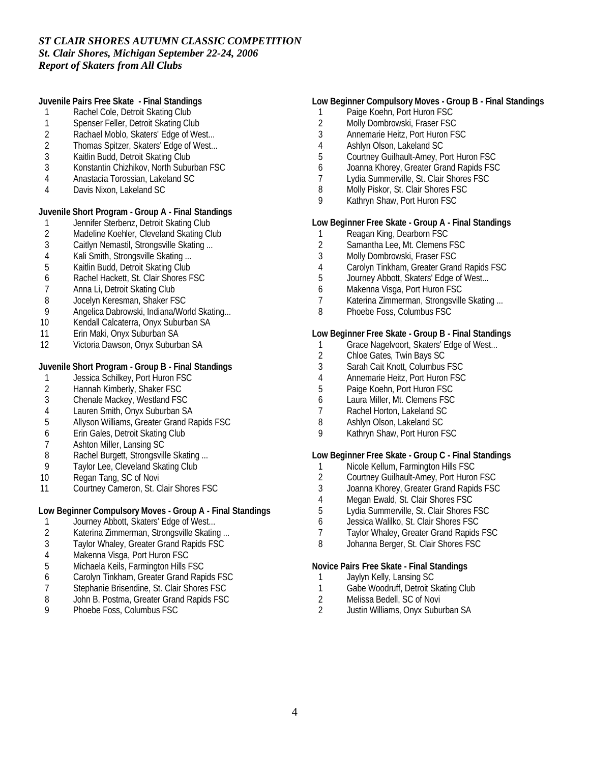*ST CLAIR SHORES AUTUMN CLASSIC COMPETITION*
*St. Clair Shores, Michigan September 22-24, 2006*
*Report of Skaters from All Clubs*

**Juvenile Pairs Free Skate - Final Standings**

| | |
|---|---|
| 1 | Rachel Cole, Detroit Skating Club |
| 1 | Spenser Feller, Detroit Skating Club |
| 2 | Rachael Moblo, Skaters' Edge of West... |
| 2 | Thomas Spitzer, Skaters' Edge of West... |
| 3 | Kaitlin Budd, Detroit Skating Club |
| 3 | Konstantin Chizhikov, North Suburban FSC |
| 4 | Anastacia Torossian, Lakeland SC |
| 4 | Davis Nixon, Lakeland SC |

**Juvenile Short Program - Group A - Final Standings**

| | |
|---|---|
| 1 | Jennifer Sterbenz, Detroit Skating Club |
| 2 | Madeline Koehler, Cleveland Skating Club |
| 3 | Caitlyn Nemastil, Strongsville Skating ... |
| 4 | Kali Smith, Strongsville Skating ... |
| 5 | Kaitlin Budd, Detroit Skating Club |
| 6 | Rachel Hackett, St. Clair Shores FSC |
| 7 | Anna Li, Detroit Skating Club |
| 8 | Jocelyn Keresman, Shaker FSC |
| 9 | Angelica Dabrowski, Indiana/World Skating... |
| 10 | Kendall Calcaterra, Onyx Suburban SA |
| 11 | Erin Maki, Onyx Suburban SA |
| 12 | Victoria Dawson, Onyx Suburban SA |

**Juvenile Short Program - Group B - Final Standings**

| | |
|---|---|
| 1 | Jessica Schilkey, Port Huron FSC |
| 2 | Hannah Kimberly, Shaker FSC |
| 3 | Chenale Mackey, Westland FSC |
| 4 | Lauren Smith, Onyx Suburban SA |
| 5 | Allyson Williams, Greater Grand Rapids FSC |
| 6 | Erin Gales, Detroit Skating Club |
| 7 | Ashton Miller, Lansing SC |
| 8 | Rachel Burgett, Strongsville Skating ... |
| 9 | Taylor Lee, Cleveland Skating Club |
| 10 | Regan Tang, SC of Novi |
| 11 | Courtney Cameron, St. Clair Shores FSC |

**Low Beginner Compulsory Moves - Group A - Final Standings**

| | |
|---|---|
| 1 | Journey Abbott, Skaters' Edge of West... |
| 2 | Katerina Zimmerman, Strongsville Skating ... |
| 3 | Taylor Whaley, Greater Grand Rapids FSC |
| 4 | Makenna Visga, Port Huron FSC |
| 5 | Michaela Keils, Farmington Hills FSC |
| 6 | Carolyn Tinkham, Greater Grand Rapids FSC |
| 7 | Stephanie Brisendine, St. Clair Shores FSC |
| 8 | John B. Postma, Greater Grand Rapids FSC |
| 9 | Phoebe Foss, Columbus FSC |

**Low Beginner Compulsory Moves - Group B - Final Standings**

| | |
|---|---|
| 1 | Paige Koehn, Port Huron FSC |
| 2 | Molly Dombrowski, Fraser FSC |
| 3 | Annemarie Heitz, Port Huron FSC |
| 4 | Ashlyn Olson, Lakeland SC |
| 5 | Courtney Guilhault-Amey, Port Huron FSC |
| 6 | Joanna Khorey, Greater Grand Rapids FSC |
| 7 | Lydia Summerville, St. Clair Shores FSC |
| 8 | Molly Piskor, St. Clair Shores FSC |
| 9 | Kathryn Shaw, Port Huron FSC |

**Low Beginner Free Skate - Group A - Final Standings**

| | |
|---|---|
| 1 | Reagan King, Dearborn FSC |
| 2 | Samantha Lee, Mt. Clemens FSC |
| 3 | Molly Dombrowski, Fraser FSC |
| 4 | Carolyn Tinkham, Greater Grand Rapids FSC |
| 5 | Journey Abbott, Skaters' Edge of West... |
| 6 | Makenna Visga, Port Huron FSC |
| 7 | Katerina Zimmerman, Strongsville Skating ... |
| 8 | Phoebe Foss, Columbus FSC |

**Low Beginner Free Skate - Group B - Final Standings**

| | |
|---|---|
| 1 | Grace Nagelvoort, Skaters' Edge of West... |
| 2 | Chloe Gates, Twin Bays SC |
| 3 | Sarah Cait Knott, Columbus FSC |
| 4 | Annemarie Heitz, Port Huron FSC |
| 5 | Paige Koehn, Port Huron FSC |
| 6 | Laura Miller, Mt. Clemens FSC |
| 7 | Rachel Horton, Lakeland SC |
| 8 | Ashlyn Olson, Lakeland SC |
| 9 | Kathryn Shaw, Port Huron FSC |

**Low Beginner Free Skate - Group C - Final Standings**

| | |
|---|---|
| 1 | Nicole Kellum, Farmington Hills FSC |
| 2 | Courtney Guilhault-Amey, Port Huron FSC |
| 3 | Joanna Khorey, Greater Grand Rapids FSC |
| 4 | Megan Ewald, St. Clair Shores FSC |
| 5 | Lydia Summerville, St. Clair Shores FSC |
| 6 | Jessica Walilko, St. Clair Shores FSC |
| 7 | Taylor Whaley, Greater Grand Rapids FSC |
| 8 | Johanna Berger, St. Clair Shores FSC |

**Novice Pairs Free Skate - Final Standings**

| | |
|---|---|
| 1 | Jaylyn Kelly, Lansing SC |
| 1 | Gabe Woodruff, Detroit Skating Club |
| 2 | Melissa Bedell, SC of Novi |
| 2 | Justin Williams, Onyx Suburban SA |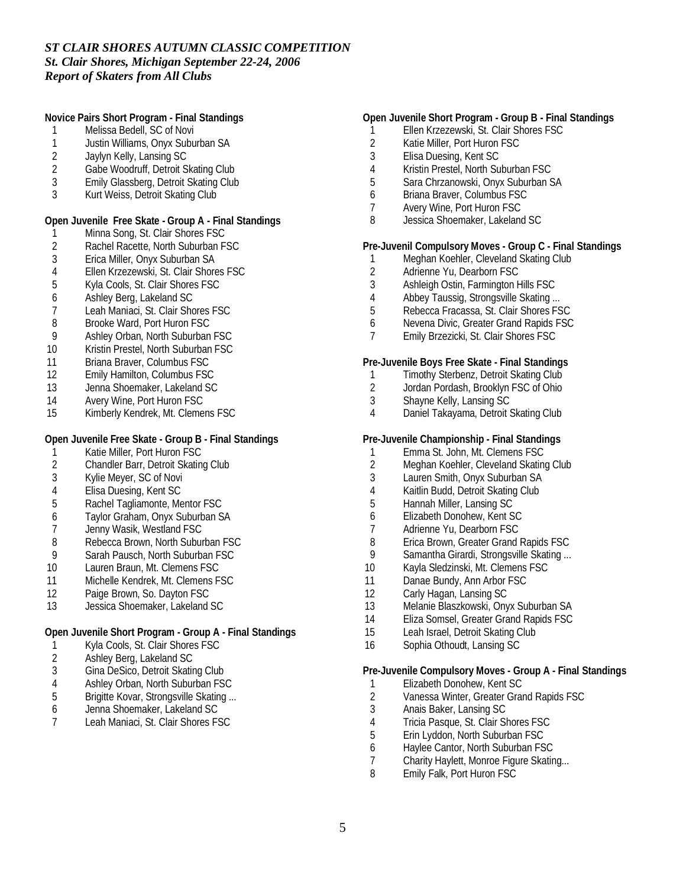*ST CLAIR SHORES AUTUMN CLASSIC COMPETITION*
*St. Clair Shores, Michigan September 22-24, 2006*
*Report of Skaters from All Clubs*

**Novice Pairs Short Program - Final Standings**

1 Melissa Bedell, SC of Novi
1 Justin Williams, Onyx Suburban SA
2 Jaylyn Kelly, Lansing SC
2 Gabe Woodruff, Detroit Skating Club
3 Emily Glassberg, Detroit Skating Club
3 Kurt Weiss, Detroit Skating Club

**Open Juvenile Free Skate - Group A - Final Standings**

1 Minna Song, St. Clair Shores FSC
2 Rachel Racette, North Suburban FSC
3 Erica Miller, Onyx Suburban SA
4 Ellen Krzezewski, St. Clair Shores FSC
5 Kyla Cools, St. Clair Shores FSC
6 Ashley Berg, Lakeland SC
7 Leah Maniaci, St. Clair Shores FSC
8 Brooke Ward, Port Huron FSC
9 Ashley Orban, North Suburban FSC
10 Kristin Prestel, North Suburban FSC
11 Briana Braver, Columbus FSC
12 Emily Hamilton, Columbus FSC
13 Jenna Shoemaker, Lakeland SC
14 Avery Wine, Port Huron FSC
15 Kimberly Kendrek, Mt. Clemens FSC

**Open Juvenile Free Skate - Group B - Final Standings**

1 Katie Miller, Port Huron FSC
2 Chandler Barr, Detroit Skating Club
3 Kylie Meyer, SC of Novi
4 Elisa Duesing, Kent SC
5 Rachel Tagliamonte, Mentor FSC
6 Taylor Graham, Onyx Suburban SA
7 Jenny Wasik, Westland FSC
8 Rebecca Brown, North Suburban FSC
9 Sarah Pausch, North Suburban FSC
10 Lauren Braun, Mt. Clemens FSC
11 Michelle Kendrek, Mt. Clemens FSC
12 Paige Brown, So. Dayton FSC
13 Jessica Shoemaker, Lakeland SC

**Open Juvenile Short Program - Group A - Final Standings**

1 Kyla Cools, St. Clair Shores FSC
2 Ashley Berg, Lakeland SC
3 Gina DeSico, Detroit Skating Club
4 Ashley Orban, North Suburban FSC
5 Brigitte Kovar, Strongsville Skating ...
6 Jenna Shoemaker, Lakeland SC
7 Leah Maniaci, St. Clair Shores FSC

**Open Juvenile Short Program - Group B - Final Standings**

1 Ellen Krzezewski, St. Clair Shores FSC
2 Katie Miller, Port Huron FSC
3 Elisa Duesing, Kent SC
4 Kristin Prestel, North Suburban FSC
5 Sara Chrzanowski, Onyx Suburban SA
6 Briana Braver, Columbus FSC
7 Avery Wine, Port Huron FSC
8 Jessica Shoemaker, Lakeland SC

**Pre-Juvenil Compulsory Moves - Group C - Final Standings**

1 Meghan Koehler, Cleveland Skating Club
2 Adrienne Yu, Dearborn FSC
3 Ashleigh Ostin, Farmington Hills FSC
4 Abbey Taussig, Strongsville Skating ...
5 Rebecca Fracassa, St. Clair Shores FSC
6 Nevena Divic, Greater Grand Rapids FSC
7 Emily Brzezicki, St. Clair Shores FSC

**Pre-Juvenile Boys Free Skate - Final Standings**

1 Timothy Sterbenz, Detroit Skating Club
2 Jordan Pordash, Brooklyn FSC of Ohio
3 Shayne Kelly, Lansing SC
4 Daniel Takayama, Detroit Skating Club

**Pre-Juvenile Championship - Final Standings**

1 Emma St. John, Mt. Clemens FSC
2 Meghan Koehler, Cleveland Skating Club
3 Lauren Smith, Onyx Suburban SA
4 Kaitlin Budd, Detroit Skating Club
5 Hannah Miller, Lansing SC
6 Elizabeth Donohew, Kent SC
7 Adrienne Yu, Dearborn FSC
8 Erica Brown, Greater Grand Rapids FSC
9 Samantha Girardi, Strongsville Skating ...
10 Kayla Sledzinski, Mt. Clemens FSC
11 Danae Bundy, Ann Arbor FSC
12 Carly Hagan, Lansing SC
13 Melanie Blaszkowski, Onyx Suburban SA
14 Eliza Somsel, Greater Grand Rapids FSC
15 Leah Israel, Detroit Skating Club
16 Sophia Othoudt, Lansing SC

**Pre-Juvenile Compulsory Moves - Group A - Final Standings**

1 Elizabeth Donohew, Kent SC
2 Vanessa Winter, Greater Grand Rapids FSC
3 Anais Baker, Lansing SC
4 Tricia Pasque, St. Clair Shores FSC
5 Erin Lyddon, North Suburban FSC
6 Haylee Cantor, North Suburban FSC
7 Charity Haylett, Monroe Figure Skating...
8 Emily Falk, Port Huron FSC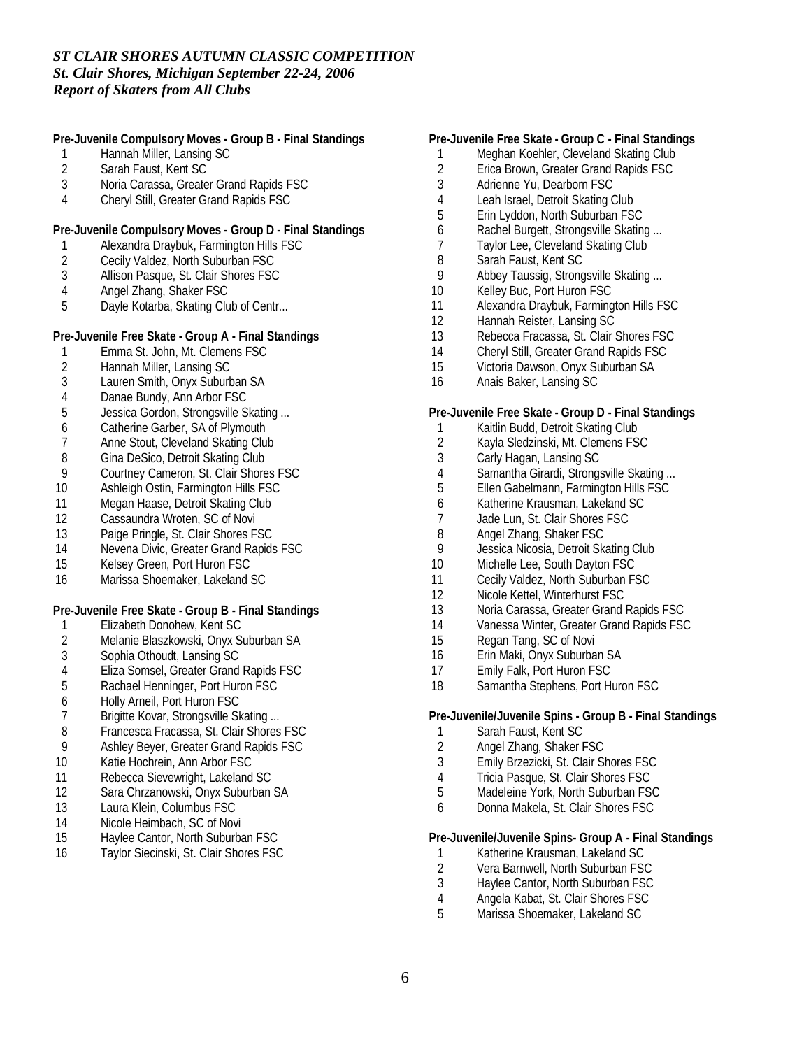*ST CLAIR SHORES AUTUMN CLASSIC COMPETITION*
*St. Clair Shores, Michigan September 22-24, 2006*
*Report of Skaters from All Clubs*

**Pre-Juvenile Compulsory Moves - Group B - Final Standings**

1. Hannah Miller, Lansing SC
2. Sarah Faust, Kent SC
3. Noria Carassa, Greater Grand Rapids FSC
4. Cheryl Still, Greater Grand Rapids FSC

**Pre-Juvenile Compulsory Moves - Group D - Final Standings**

1. Alexandra Draybuk, Farmington Hills FSC
2. Cecily Valdez, North Suburban FSC
3. Allison Pasque, St. Clair Shores FSC
4. Angel Zhang, Shaker FSC
5. Dayle Kotarba, Skating Club of Centr...

**Pre-Juvenile Free Skate - Group A - Final Standings**

1. Emma St. John, Mt. Clemens FSC
2. Hannah Miller, Lansing SC
3. Lauren Smith, Onyx Suburban SA
4. Danae Bundy, Ann Arbor FSC
5. Jessica Gordon, Strongsville Skating ...
6. Catherine Garber, SA of Plymouth
7. Anne Stout, Cleveland Skating Club
8. Gina DeSico, Detroit Skating Club
9. Courtney Cameron, St. Clair Shores FSC
10. Ashleigh Ostin, Farmington Hills FSC
11. Megan Haase, Detroit Skating Club
12. Cassaundra Wroten, SC of Novi
13. Paige Pringle, St. Clair Shores FSC
14. Nevena Divic, Greater Grand Rapids FSC
15. Kelsey Green, Port Huron FSC
16. Marissa Shoemaker, Lakeland SC

**Pre-Juvenile Free Skate - Group B - Final Standings**

1. Elizabeth Donohew, Kent SC
2. Melanie Blaszkowski, Onyx Suburban SA
3. Sophia Othoudt, Lansing SC
4. Eliza Somsel, Greater Grand Rapids FSC
5. Rachael Henninger, Port Huron FSC
6. Holly Arneil, Port Huron FSC
7. Brigitte Kovar, Strongsville Skating ...
8. Francesca Fracassa, St. Clair Shores FSC
9. Ashley Beyer, Greater Grand Rapids FSC
10. Katie Hochrein, Ann Arbor FSC
11. Rebecca Sievewright, Lakeland SC
12. Sara Chrzanowski, Onyx Suburban SA
13. Laura Klein, Columbus FSC
14. Nicole Heimbach, SC of Novi
15. Haylee Cantor, North Suburban FSC
16. Taylor Siecinski, St. Clair Shores FSC

**Pre-Juvenile Free Skate - Group C - Final Standings**

1. Meghan Koehler, Cleveland Skating Club
2. Erica Brown, Greater Grand Rapids FSC
3. Adrienne Yu, Dearborn FSC
4. Leah Israel, Detroit Skating Club
5. Erin Lyddon, North Suburban FSC
6. Rachel Burgett, Strongsville Skating ...
7. Taylor Lee, Cleveland Skating Club
8. Sarah Faust, Kent SC
9. Abbey Taussig, Strongsville Skating ...
10. Kelley Buc, Port Huron FSC
11. Alexandra Draybuk, Farmington Hills FSC
12. Hannah Reister, Lansing SC
13. Rebecca Fracassa, St. Clair Shores FSC
14. Cheryl Still, Greater Grand Rapids FSC
15. Victoria Dawson, Onyx Suburban SA
16. Anais Baker, Lansing SC

**Pre-Juvenile Free Skate - Group D - Final Standings**

1. Kaitlin Budd, Detroit Skating Club
2. Kayla Sledzinski, Mt. Clemens FSC
3. Carly Hagan, Lansing SC
4. Samantha Girardi, Strongsville Skating ...
5. Ellen Gabelmann, Farmington Hills FSC
6. Katherine Krausman, Lakeland SC
7. Jade Lun, St. Clair Shores FSC
8. Angel Zhang, Shaker FSC
9. Jessica Nicosia, Detroit Skating Club
10. Michelle Lee, South Dayton FSC
11. Cecily Valdez, North Suburban FSC
12. Nicole Kettel, Winterhurst FSC
13. Noria Carassa, Greater Grand Rapids FSC
14. Vanessa Winter, Greater Grand Rapids FSC
15. Regan Tang, SC of Novi
16. Erin Maki, Onyx Suburban SA
17. Emily Falk, Port Huron FSC
18. Samantha Stephens, Port Huron FSC

**Pre-Juvenile/Juvenile Spins - Group B - Final Standings**

1. Sarah Faust, Kent SC
2. Angel Zhang, Shaker FSC
3. Emily Brzezicki, St. Clair Shores FSC
4. Tricia Pasque, St. Clair Shores FSC
5. Madeleine York, North Suburban FSC
6. Donna Makela, St. Clair Shores FSC

**Pre-Juvenile/Juvenile Spins- Group A - Final Standings**

1. Katherine Krausman, Lakeland SC
2. Vera Barnwell, North Suburban FSC
3. Haylee Cantor, North Suburban FSC
4. Angela Kabat, St. Clair Shores FSC
5. Marissa Shoemaker, Lakeland SC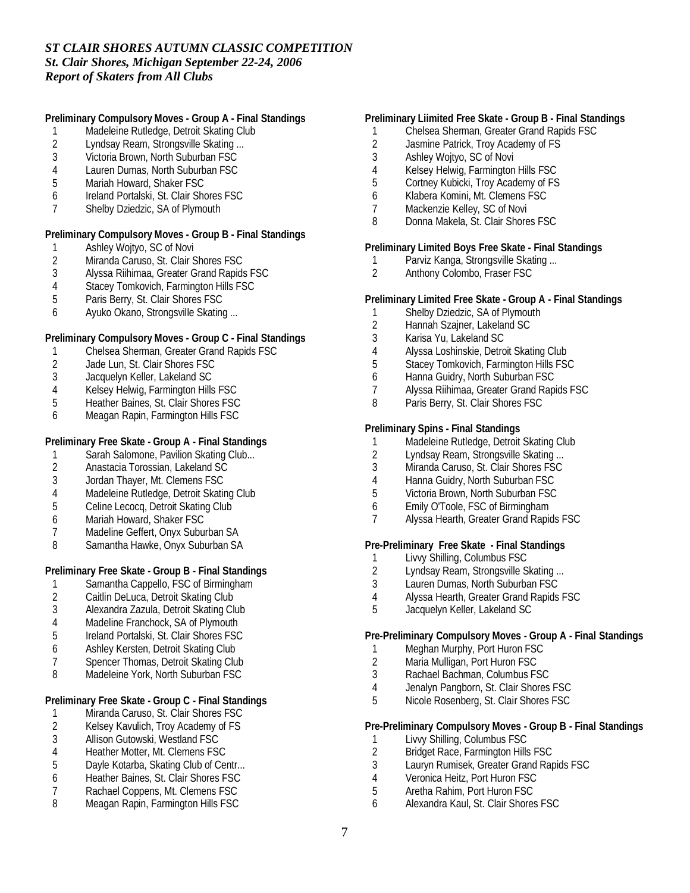*ST CLAIR SHORES AUTUMN CLASSIC COMPETITION*
*St. Clair Shores, Michigan September 22-24, 2006*
*Report of Skaters from All Clubs*

**Preliminary Compulsory Moves - Group A - Final Standings**

1. Madeleine Rutledge, Detroit Skating Club
2. Lyndsay Ream, Strongsville Skating ...
3. Victoria Brown, North Suburban FSC
4. Lauren Dumas, North Suburban FSC
5. Mariah Howard, Shaker FSC
6. Ireland Portalski, St. Clair Shores FSC
7. Shelby Dziedzic, SA of Plymouth

**Preliminary Compulsory Moves - Group B - Final Standings**

1. Ashley Wojtyo, SC of Novi
2. Miranda Caruso, St. Clair Shores FSC
3. Alyssa Riihimaa, Greater Grand Rapids FSC
4. Stacey Tomkovich, Farmington Hills FSC
5. Paris Berry, St. Clair Shores FSC
6. Ayuko Okano, Strongsville Skating ...

**Preliminary Compulsory Moves - Group C - Final Standings**

1. Chelsea Sherman, Greater Grand Rapids FSC
2. Jade Lun, St. Clair Shores FSC
3. Jacquelyn Keller, Lakeland SC
4. Kelsey Helwig, Farmington Hills FSC
5. Heather Baines, St. Clair Shores FSC
6. Meagan Rapin, Farmington Hills FSC

**Preliminary Free Skate - Group A - Final Standings**

1. Sarah Salomone, Pavilion Skating Club...
2. Anastacia Torossian, Lakeland SC
3. Jordan Thayer, Mt. Clemens FSC
4. Madeleine Rutledge, Detroit Skating Club
5. Celine Lecocq, Detroit Skating Club
6. Mariah Howard, Shaker FSC
7. Madeline Geffert, Onyx Suburban SA
8. Samantha Hawke, Onyx Suburban SA

**Preliminary Free Skate - Group B - Final Standings**

1. Samantha Cappello, FSC of Birmingham
2. Caitlin DeLuca, Detroit Skating Club
3. Alexandra Zazula, Detroit Skating Club
4. Madeline Franchock, SA of Plymouth
5. Ireland Portalski, St. Clair Shores FSC
6. Ashley Kersten, Detroit Skating Club
7. Spencer Thomas, Detroit Skating Club
8. Madeleine York, North Suburban FSC

**Preliminary Free Skate - Group C - Final Standings**

1. Miranda Caruso, St. Clair Shores FSC
2. Kelsey Kavulich, Troy Academy of FS
3. Allison Gutowski, Westland FSC
4. Heather Motter, Mt. Clemens FSC
5. Dayle Kotarba, Skating Club of Centr...
6. Heather Baines, St. Clair Shores FSC
7. Rachael Coppens, Mt. Clemens FSC
8. Meagan Rapin, Farmington Hills FSC

**Preliminary Liimited Free Skate - Group B - Final Standings**

1. Chelsea Sherman, Greater Grand Rapids FSC
2. Jasmine Patrick, Troy Academy of FS
3. Ashley Wojtyo, SC of Novi
4. Kelsey Helwig, Farmington Hills FSC
5. Cortney Kubicki, Troy Academy of FS
6. Klabera Komini, Mt. Clemens FSC
7. Mackenzie Kelley, SC of Novi
8. Donna Makela, St. Clair Shores FSC

**Preliminary Limited Boys Free Skate - Final Standings**

1. Parviz Kanga, Strongsville Skating ...
2. Anthony Colombo, Fraser FSC

**Preliminary Limited Free Skate - Group A - Final Standings**

1. Shelby Dziedzic, SA of Plymouth
2. Hannah Szajner, Lakeland SC
3. Karisa Yu, Lakeland SC
4. Alyssa Loshinskie, Detroit Skating Club
5. Stacey Tomkovich, Farmington Hills FSC
6. Hanna Guidry, North Suburban FSC
7. Alyssa Riihimaa, Greater Grand Rapids FSC
8. Paris Berry, St. Clair Shores FSC

**Preliminary Spins - Final Standings**

1. Madeleine Rutledge, Detroit Skating Club
2. Lyndsay Ream, Strongsville Skating ...
3. Miranda Caruso, St. Clair Shores FSC
4. Hanna Guidry, North Suburban FSC
5. Victoria Brown, North Suburban FSC
6. Emily O'Toole, FSC of Birmingham
7. Alyssa Hearth, Greater Grand Rapids FSC

**Pre-Preliminary Free Skate - Final Standings**

1. Livvy Shilling, Columbus FSC
2. Lyndsay Ream, Strongsville Skating ...
3. Lauren Dumas, North Suburban FSC
4. Alyssa Hearth, Greater Grand Rapids FSC
5. Jacquelyn Keller, Lakeland SC

**Pre-Preliminary Compulsory Moves - Group A - Final Standings**

1. Meghan Murphy, Port Huron FSC
2. Maria Mulligan, Port Huron FSC
3. Rachael Bachman, Columbus FSC
4. Jenalyn Pangborn, St. Clair Shores FSC
5. Nicole Rosenberg, St. Clair Shores FSC

**Pre-Preliminary Compulsory Moves - Group B - Final Standings**

1. Livvy Shilling, Columbus FSC
2. Bridget Race, Farmington Hills FSC
3. Lauryn Rumisek, Greater Grand Rapids FSC
4. Veronica Heitz, Port Huron FSC
5. Aretha Rahim, Port Huron FSC
6. Alexandra Kaul, St. Clair Shores FSC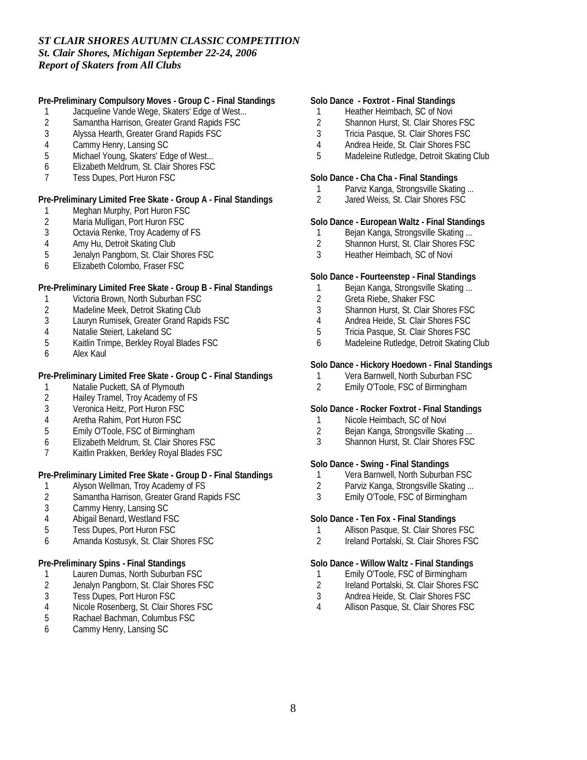*ST CLAIR SHORES AUTUMN CLASSIC COMPETITION*
*St. Clair Shores, Michigan September 22-24, 2006*
*Report of Skaters from All Clubs*

**Pre-Preliminary Compulsory Moves - Group C - Final Standings**

1. Jacqueline Vande Wege, Skaters' Edge of West...
2. Samantha Harrison, Greater Grand Rapids FSC
3. Alyssa Hearth, Greater Grand Rapids FSC
4. Cammy Henry, Lansing SC
5. Michael Young, Skaters' Edge of West...
6. Elizabeth Meldrum, St. Clair Shores FSC
7. Tess Dupes, Port Huron FSC

**Pre-Preliminary Limited Free Skate - Group A - Final Standings**

1. Meghan Murphy, Port Huron FSC
2. Maria Mulligan, Port Huron FSC
3. Octavia Renke, Troy Academy of FS
4. Amy Hu, Detroit Skating Club
5. Jenalyn Pangborn, St. Clair Shores FSC
6. Elizabeth Colombo, Fraser FSC

**Pre-Preliminary Limited Free Skate - Group B - Final Standings**

1. Victoria Brown, North Suburban FSC
2. Madeline Meek, Detroit Skating Club
3. Lauryn Rumisek, Greater Grand Rapids FSC
4. Natalie Steiert, Lakeland SC
5. Kaitlin Trimpe, Berkley Royal Blades FSC
6. Alex Kaul

**Pre-Preliminary Limited Free Skate - Group C - Final Standings**

1. Natalie Puckett, SA of Plymouth
2. Hailey Tramel, Troy Academy of FS
3. Veronica Heitz, Port Huron FSC
4. Aretha Rahim, Port Huron FSC
5. Emily O'Toole, FSC of Birmingham
6. Elizabeth Meldrum, St. Clair Shores FSC
7. Kaitlin Prakken, Berkley Royal Blades FSC

**Pre-Preliminary Limited Free Skate - Group D - Final Standings**

1. Alyson Wellman, Troy Academy of FS
2. Samantha Harrison, Greater Grand Rapids FSC
3. Cammy Henry, Lansing SC
4. Abigail Benard, Westland FSC
5. Tess Dupes, Port Huron FSC
6. Amanda Kostusyk, St. Clair Shores FSC

**Pre-Preliminary Spins - Final Standings**

1. Lauren Dumas, North Suburban FSC
2. Jenalyn Pangborn, St. Clair Shores FSC
3. Tess Dupes, Port Huron FSC
4. Nicole Rosenberg, St. Clair Shores FSC
5. Rachael Bachman, Columbus FSC
6. Cammy Henry, Lansing SC

**Solo Dance - Foxtrot - Final Standings**

1. Heather Heimbach, SC of Novi
2. Shannon Hurst, St. Clair Shores FSC
3. Tricia Pasque, St. Clair Shores FSC
4. Andrea Heide, St. Clair Shores FSC
5. Madeleine Rutledge, Detroit Skating Club

**Solo Dance - Cha Cha - Final Standings**

1. Parviz Kanga, Strongsville Skating ...
2. Jared Weiss, St. Clair Shores FSC

**Solo Dance - European Waltz - Final Standings**

1. Bejan Kanga, Strongsville Skating ...
2. Shannon Hurst, St. Clair Shores FSC
3. Heather Heimbach, SC of Novi

**Solo Dance - Fourteenstep - Final Standings**

1. Bejan Kanga, Strongsville Skating ...
2. Greta Riebe, Shaker FSC
3. Shannon Hurst, St. Clair Shores FSC
4. Andrea Heide, St. Clair Shores FSC
5. Tricia Pasque, St. Clair Shores FSC
6. Madeleine Rutledge, Detroit Skating Club

**Solo Dance - Hickory Hoedown - Final Standings**

1. Vera Barnwell, North Suburban FSC
2. Emily O'Toole, FSC of Birmingham

**Solo Dance - Rocker Foxtrot - Final Standings**

1. Nicole Heimbach, SC of Novi
2. Bejan Kanga, Strongsville Skating ...
3. Shannon Hurst, St. Clair Shores FSC

**Solo Dance - Swing - Final Standings**

1. Vera Barnwell, North Suburban FSC
2. Parviz Kanga, Strongsville Skating ...
3. Emily O'Toole, FSC of Birmingham

**Solo Dance - Ten Fox - Final Standings**

1. Allison Pasque, St. Clair Shores FSC
2. Ireland Portalski, St. Clair Shores FSC

**Solo Dance - Willow Waltz - Final Standings**

1. Emily O'Toole, FSC of Birmingham
2. Ireland Portalski, St. Clair Shores FSC
3. Andrea Heide, St. Clair Shores FSC
4. Allison Pasque, St. Clair Shores FSC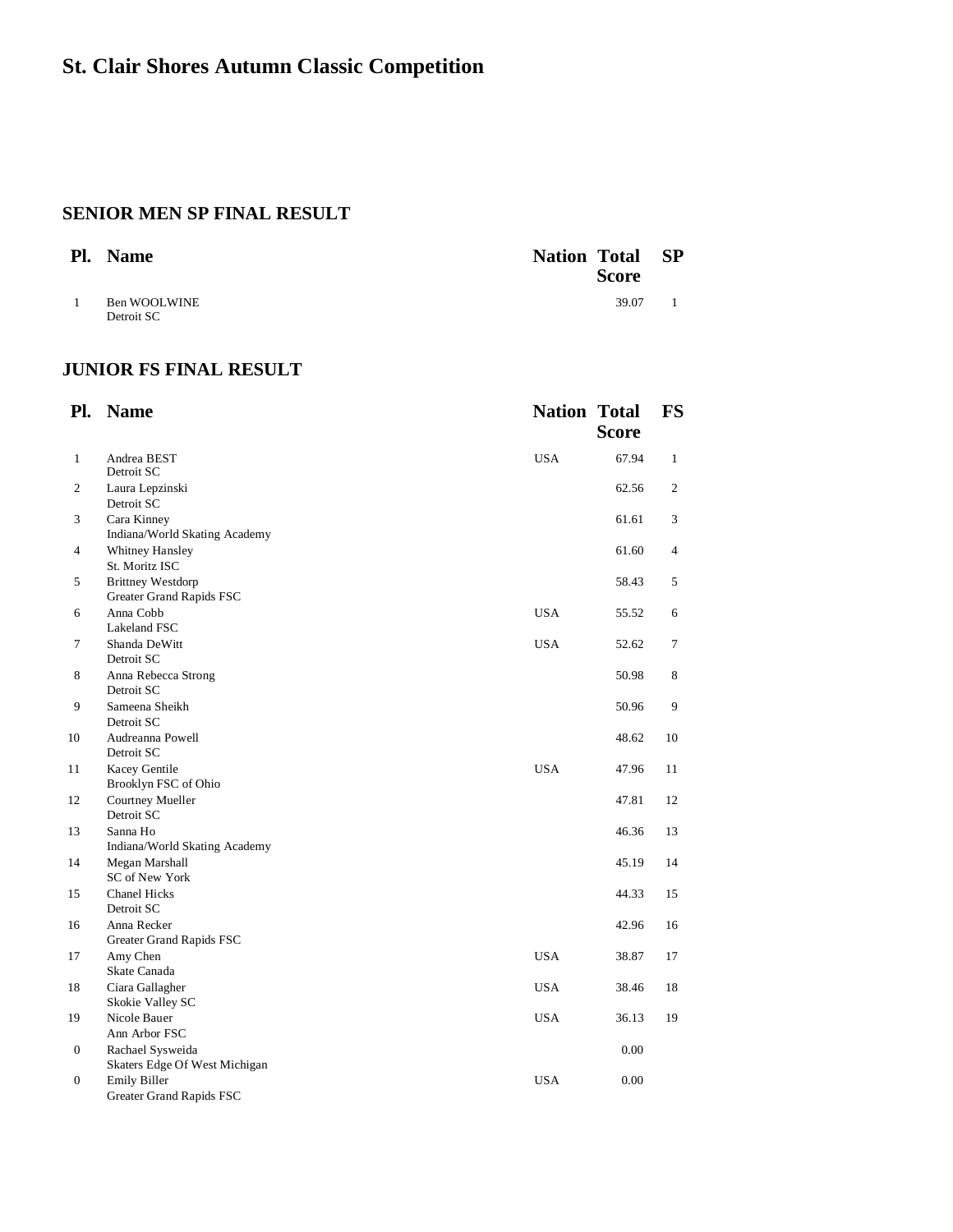# St. Clair Shores Autumn Classic Competition

## SENIOR MEN SP FINAL RESULT

| Pl. | Name | Nation | Total Score | SP |
|---|---|---|---|---|
| 1 | Ben WOOLWINE<br>Detroit SC | | 39.07 | 1 |

## JUNIOR FS FINAL RESULT

| Pl. | Name | Nation | Total Score | FS |
|---|---|---|---|---|
| 1 | Andrea BEST<br>Detroit SC | USA | 67.94 | 1 |
| 2 | Laura Lepzinski<br>Detroit SC | | 62.56 | 2 |
| 3 | Cara Kinney<br>Indiana/World Skating Academy | | 61.61 | 3 |
| 4 | Whitney Hansley<br>St. Moritz ISC | | 61.60 | 4 |
| 5 | Brittney Westdorp<br>Greater Grand Rapids FSC | | 58.43 | 5 |
| 6 | Anna Cobb<br>Lakeland FSC | USA | 55.52 | 6 |
| 7 | Shanda DeWitt<br>Detroit SC | USA | 52.62 | 7 |
| 8 | Anna Rebecca Strong<br>Detroit SC | | 50.98 | 8 |
| 9 | Sameena Sheikh<br>Detroit SC | | 50.96 | 9 |
| 10 | Audreanna Powell<br>Detroit SC | | 48.62 | 10 |
| 11 | Kacey Gentile<br>Brooklyn FSC of Ohio | USA | 47.96 | 11 |
| 12 | Courtney Mueller<br>Detroit SC | | 47.81 | 12 |
| 13 | Sanna Ho<br>Indiana/World Skating Academy | | 46.36 | 13 |
| 14 | Megan Marshall<br>SC of New York | | 45.19 | 14 |
| 15 | Chanel Hicks<br>Detroit SC | | 44.33 | 15 |
| 16 | Anna Recker<br>Greater Grand Rapids FSC | | 42.96 | 16 |
| 17 | Amy Chen<br>Skate Canada | USA | 38.87 | 17 |
| 18 | Ciara Gallagher<br>Skokie Valley SC | USA | 38.46 | 18 |
| 19 | Nicole Bauer<br>Ann Arbor FSC | USA | 36.13 | 19 |
| 0 | Rachael Sysweida<br>Skaters Edge Of West Michigan | | 0.00 | |
| 0 | Emily Biller<br>Greater Grand Rapids FSC | USA | 0.00 | |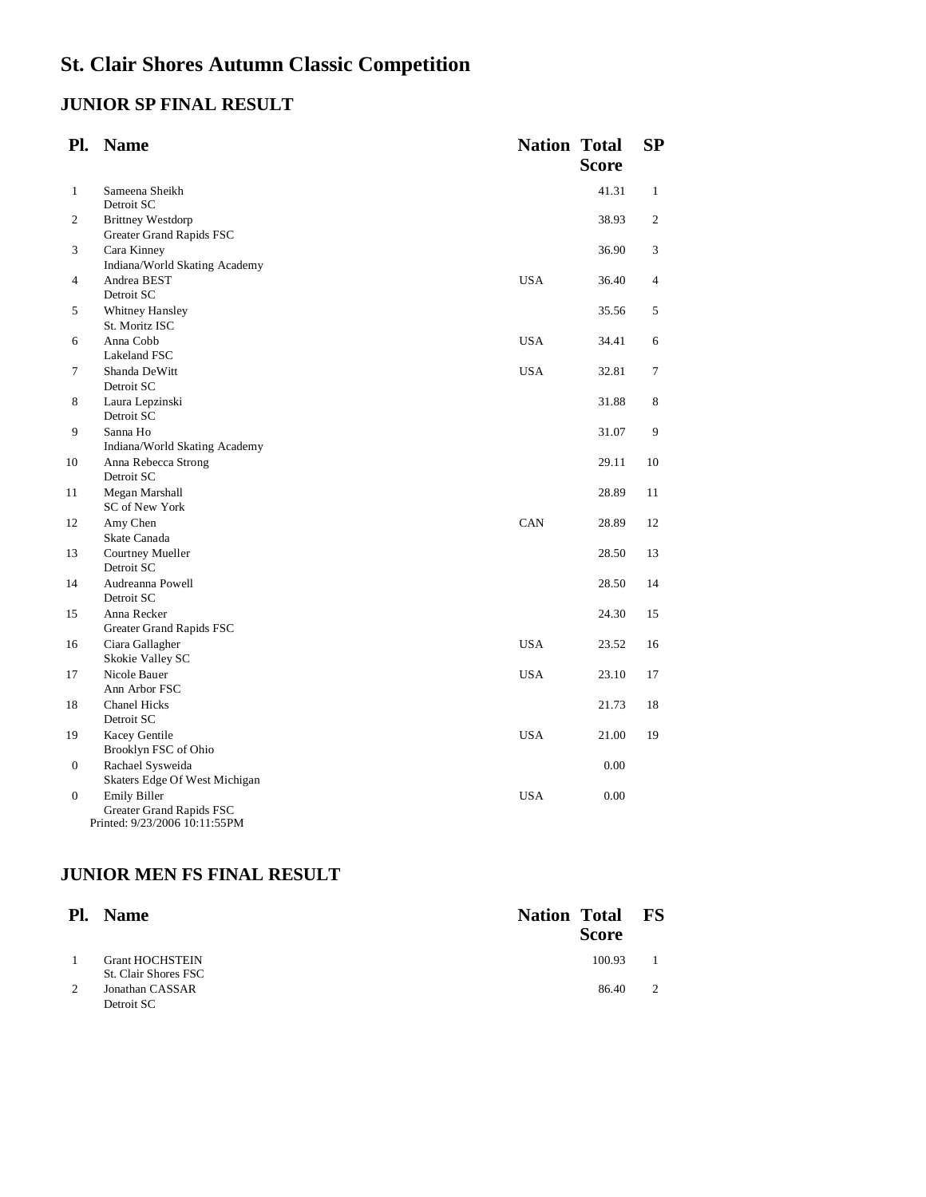# St. Clair Shores Autumn Classic Competition

## JUNIOR SP FINAL RESULT

| Pl. | Name | Nation | Total Score | SP |
|---|---|---|---|---|
| 1 | Sameena Sheikh<br>Detroit SC | | 41.31 | 1 |
| 2 | Brittney Westdorp<br>Greater Grand Rapids FSC | | 38.93 | 2 |
| 3 | Cara Kinney<br>Indiana/World Skating Academy | | 36.90 | 3 |
| 4 | Andrea BEST<br>Detroit SC | USA | 36.40 | 4 |
| 5 | Whitney Hansley<br>St. Moritz ISC | | 35.56 | 5 |
| 6 | Anna Cobb<br>Lakeland FSC | USA | 34.41 | 6 |
| 7 | Shanda DeWitt<br>Detroit SC | USA | 32.81 | 7 |
| 8 | Laura Lepzinski<br>Detroit SC | | 31.88 | 8 |
| 9 | Sanna Ho<br>Indiana/World Skating Academy | | 31.07 | 9 |
| 10 | Anna Rebecca Strong<br>Detroit SC | | 29.11 | 10 |
| 11 | Megan Marshall<br>SC of New York | | 28.89 | 11 |
| 12 | Amy Chen<br>Skate Canada | CAN | 28.89 | 12 |
| 13 | Courtney Mueller<br>Detroit SC | | 28.50 | 13 |
| 14 | Audreanna Powell<br>Detroit SC | | 28.50 | 14 |
| 15 | Anna Recker<br>Greater Grand Rapids FSC | | 24.30 | 15 |
| 16 | Ciara Gallagher<br>Skokie Valley SC | USA | 23.52 | 16 |
| 17 | Nicole Bauer<br>Ann Arbor FSC | USA | 23.10 | 17 |
| 18 | Chanel Hicks<br>Detroit SC | | 21.73 | 18 |
| 19 | Kacey Gentile<br>Brooklyn FSC of Ohio | USA | 21.00 | 19 |
| 0 | Rachael Sysweida<br>Skaters Edge Of West Michigan | | 0.00 | |
| 0 | Emily Biller<br>Greater Grand Rapids FSC | USA | 0.00 | |

Printed: 9/23/2006 10:11:55PM

## JUNIOR MEN FS FINAL RESULT

| Pl. | Name | Nation | Total Score | FS |
|---|---|---|---|---|
| 1 | Grant HOCHSTEIN<br>St. Clair Shores FSC | | 100.93 | 1 |
| 2 | Jonathan CASSAR<br>Detroit SC | | 86.40 | 2 |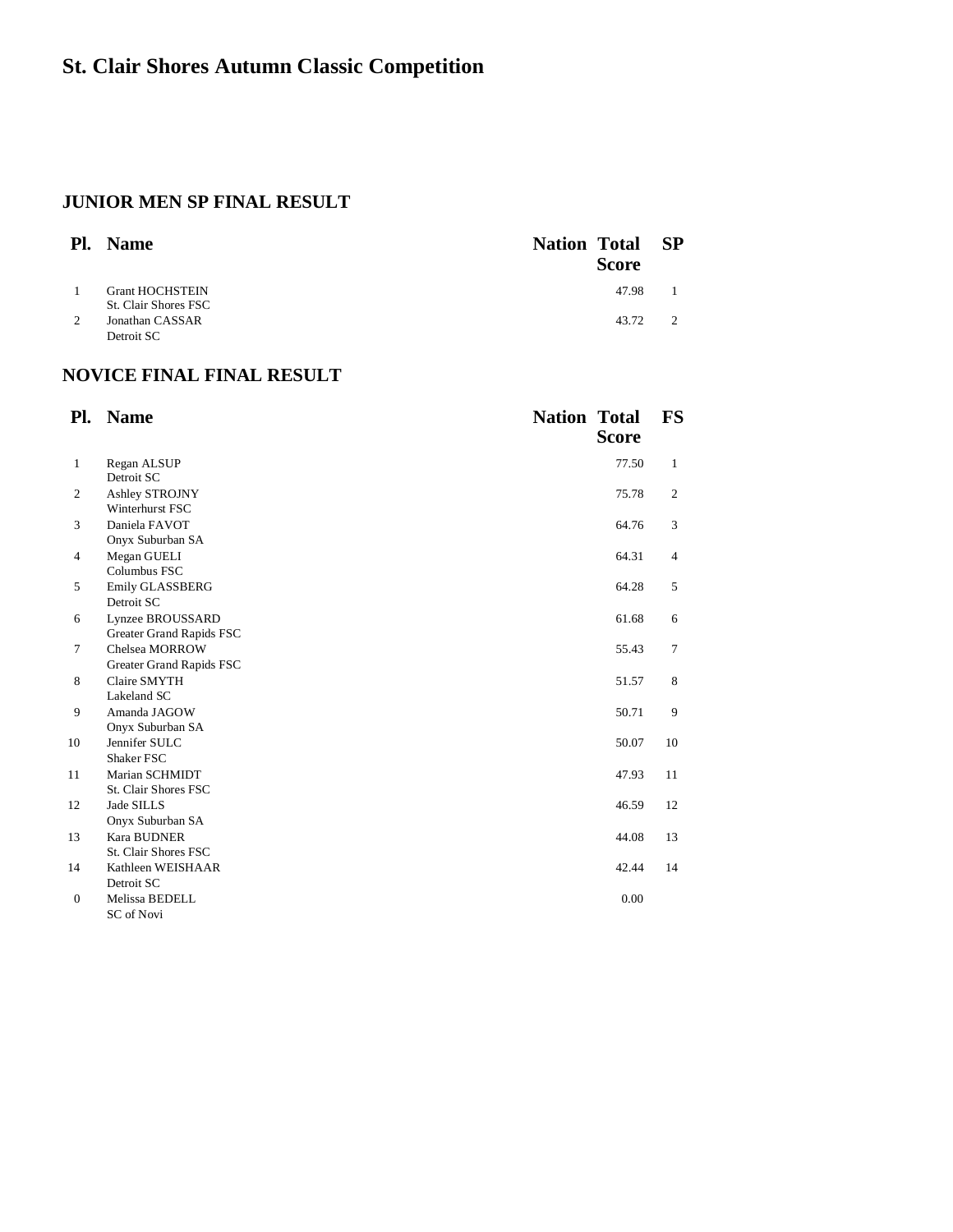# St. Clair Shores Autumn Classic Competition

## JUNIOR MEN SP FINAL RESULT

| Pl. | Name | Nation | Total Score | SP |
|---|---|---|---|---|
| 1 | Grant HOCHSTEIN<br>St. Clair Shores FSC | | 47.98 | 1 |
| 2 | Jonathan CASSAR<br>Detroit SC | | 43.72 | 2 |

## NOVICE FINAL FINAL RESULT

| Pl. | Name | Nation | Total Score | FS |
|---|---|---|---|---|
| 1 | Regan ALSUP<br>Detroit SC | | 77.50 | 1 |
| 2 | Ashley STROJNY<br>Winterhurst FSC | | 75.78 | 2 |
| 3 | Daniela FAVOT<br>Onyx Suburban SA | | 64.76 | 3 |
| 4 | Megan GUELI<br>Columbus FSC | | 64.31 | 4 |
| 5 | Emily GLASSBERG<br>Detroit SC | | 64.28 | 5 |
| 6 | Lynzee BROUSSARD<br>Greater Grand Rapids FSC | | 61.68 | 6 |
| 7 | Chelsea MORROW<br>Greater Grand Rapids FSC | | 55.43 | 7 |
| 8 | Claire SMYTH<br>Lakeland SC | | 51.57 | 8 |
| 9 | Amanda JAGOW<br>Onyx Suburban SA | | 50.71 | 9 |
| 10 | Jennifer SULC<br>Shaker FSC | | 50.07 | 10 |
| 11 | Marian SCHMIDT<br>St. Clair Shores FSC | | 47.93 | 11 |
| 12 | Jade SILLS<br>Onyx Suburban SA | | 46.59 | 12 |
| 13 | Kara BUDNER<br>St. Clair Shores FSC | | 44.08 | 13 |
| 14 | Kathleen WEISHAAR<br>Detroit SC | | 42.44 | 14 |
| 0 | Melissa BEDELL<br>SC of Novi | | 0.00 | |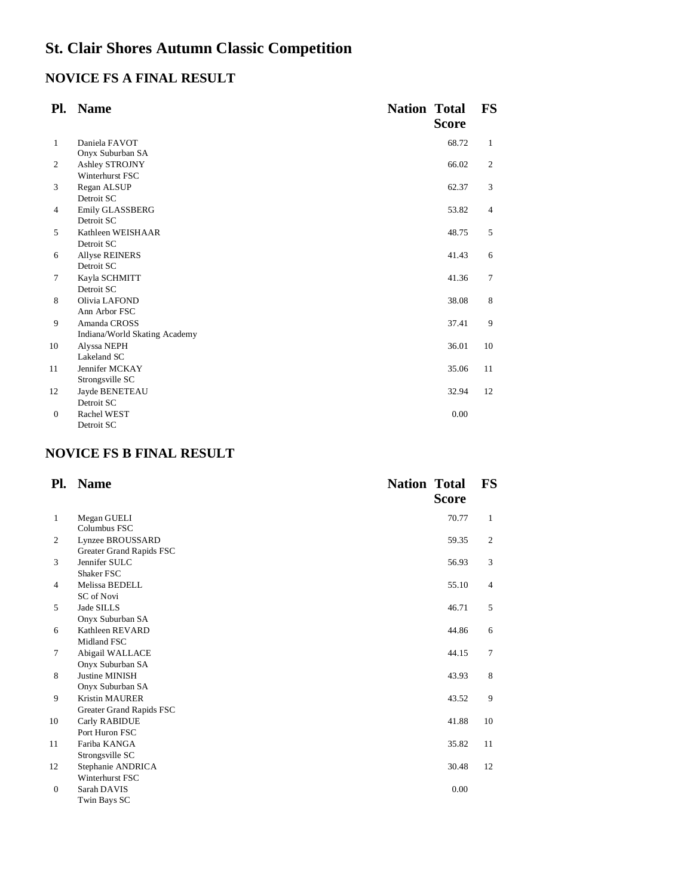# St. Clair Shores Autumn Classic Competition

## NOVICE FS A FINAL RESULT

| Pl. | Name | Nation | Total Score | FS |
|---|---|---|---|---|
| 1 | Daniela FAVOT<br>Onyx Suburban SA | | 68.72 | 1 |
| 2 | Ashley STROJNY<br>Winterhurst FSC | | 66.02 | 2 |
| 3 | Regan ALSUP<br>Detroit SC | | 62.37 | 3 |
| 4 | Emily GLASSBERG<br>Detroit SC | | 53.82 | 4 |
| 5 | Kathleen WEISHAAR<br>Detroit SC | | 48.75 | 5 |
| 6 | Allyse REINERS<br>Detroit SC | | 41.43 | 6 |
| 7 | Kayla SCHMITT<br>Detroit SC | | 41.36 | 7 |
| 8 | Olivia LAFOND<br>Ann Arbor FSC | | 38.08 | 8 |
| 9 | Amanda CROSS<br>Indiana/World Skating Academy | | 37.41 | 9 |
| 10 | Alyssa NEPH<br>Lakeland SC | | 36.01 | 10 |
| 11 | Jennifer MCKAY<br>Strongsville SC | | 35.06 | 11 |
| 12 | Jayde BENETEAU<br>Detroit SC | | 32.94 | 12 |
| 0 | Rachel WEST<br>Detroit SC | | 0.00 | |

## NOVICE FS B FINAL RESULT

| Pl. | Name | Nation | Total Score | FS |
|---|---|---|---|---|
| 1 | Megan GUELI<br>Columbus FSC | | 70.77 | 1 |
| 2 | Lynzee BROUSSARD<br>Greater Grand Rapids FSC | | 59.35 | 2 |
| 3 | Jennifer SULC<br>Shaker FSC | | 56.93 | 3 |
| 4 | Melissa BEDELL<br>SC of Novi | | 55.10 | 4 |
| 5 | Jade SILLS<br>Onyx Suburban SA | | 46.71 | 5 |
| 6 | Kathleen REVARD<br>Midland FSC | | 44.86 | 6 |
| 7 | Abigail WALLACE<br>Onyx Suburban SA | | 44.15 | 7 |
| 8 | Justine MINISH<br>Onyx Suburban SA | | 43.93 | 8 |
| 9 | Kristin MAURER<br>Greater Grand Rapids FSC | | 43.52 | 9 |
| 10 | Carly RABIDUE<br>Port Huron FSC | | 41.88 | 10 |
| 11 | Fariba KANGA<br>Strongsville SC | | 35.82 | 11 |
| 12 | Stephanie ANDRICA<br>Winterhurst FSC | | 30.48 | 12 |
| 0 | Sarah DAVIS<br>Twin Bays SC | | 0.00 | |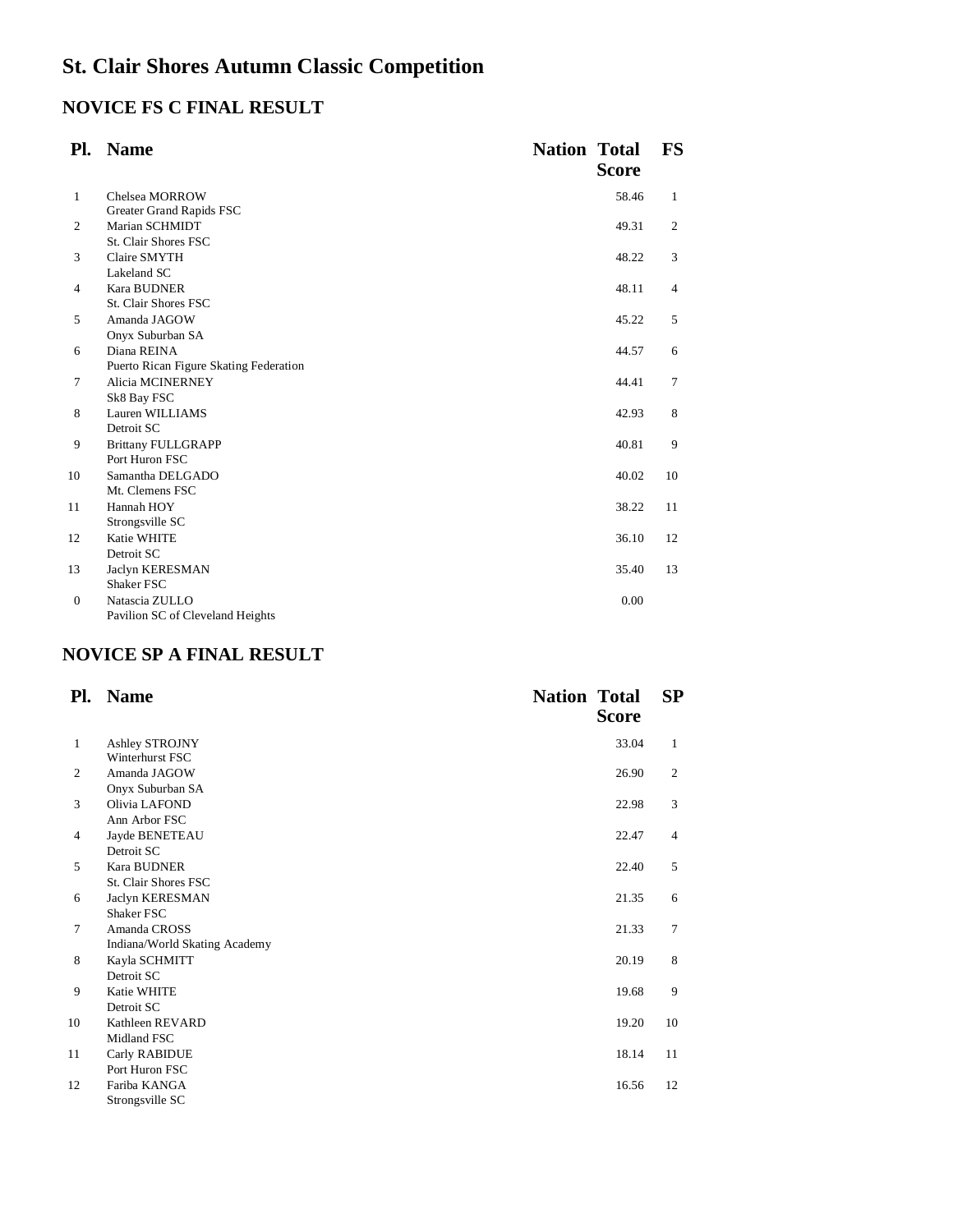# St. Clair Shores Autumn Classic Competition

## NOVICE FS C FINAL RESULT

| Pl. | Name | Nation | Total Score | FS |
|---|---|---|---|---|
| 1 | Chelsea MORROW<br>Greater Grand Rapids FSC | | 58.46 | 1 |
| 2 | Marian SCHMIDT<br>St. Clair Shores FSC | | 49.31 | 2 |
| 3 | Claire SMYTH<br>Lakeland SC | | 48.22 | 3 |
| 4 | Kara BUDNER<br>St. Clair Shores FSC | | 48.11 | 4 |
| 5 | Amanda JAGOW<br>Onyx Suburban SA | | 45.22 | 5 |
| 6 | Diana REINA<br>Puerto Rican Figure Skating Federation | | 44.57 | 6 |
| 7 | Alicia MCINERNEY<br>Sk8 Bay FSC | | 44.41 | 7 |
| 8 | Lauren WILLIAMS<br>Detroit SC | | 42.93 | 8 |
| 9 | Brittany FULLGRAPP<br>Port Huron FSC | | 40.81 | 9 |
| 10 | Samantha DELGADO<br>Mt. Clemens FSC | | 40.02 | 10 |
| 11 | Hannah HOY<br>Strongsville SC | | 38.22 | 11 |
| 12 | Katie WHITE<br>Detroit SC | | 36.10 | 12 |
| 13 | Jaclyn KERESMAN<br>Shaker FSC | | 35.40 | 13 |
| 0 | Natascia ZULLO<br>Pavilion SC of Cleveland Heights | | 0.00 | |

## NOVICE SP A FINAL RESULT

| Pl. | Name | Nation | Total Score | SP |
|---|---|---|---|---|
| 1 | Ashley STROJNY<br>Winterhurst FSC | | 33.04 | 1 |
| 2 | Amanda JAGOW<br>Onyx Suburban SA | | 26.90 | 2 |
| 3 | Olivia LAFOND<br>Ann Arbor FSC | | 22.98 | 3 |
| 4 | Jayde BENETEAU<br>Detroit SC | | 22.47 | 4 |
| 5 | Kara BUDNER<br>St. Clair Shores FSC | | 22.40 | 5 |
| 6 | Jaclyn KERESMAN<br>Shaker FSC | | 21.35 | 6 |
| 7 | Amanda CROSS<br>Indiana/World Skating Academy | | 21.33 | 7 |
| 8 | Kayla SCHMITT<br>Detroit SC | | 20.19 | 8 |
| 9 | Katie WHITE<br>Detroit SC | | 19.68 | 9 |
| 10 | Kathleen REVARD<br>Midland FSC | | 19.20 | 10 |
| 11 | Carly RABIDUE<br>Port Huron FSC | | 18.14 | 11 |
| 12 | Fariba KANGA<br>Strongsville SC | | 16.56 | 12 |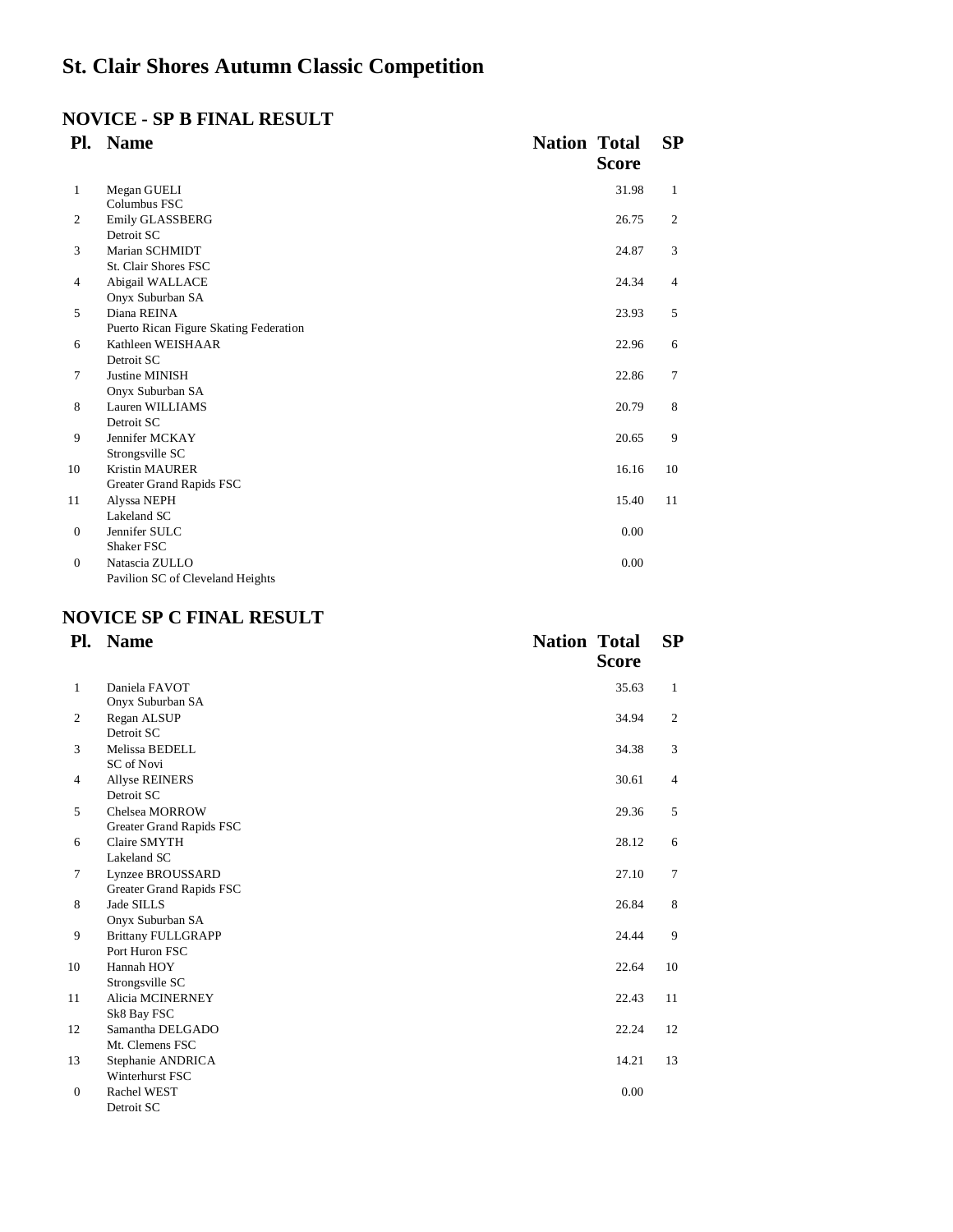# St. Clair Shores Autumn Classic Competition

## NOVICE - SP B FINAL RESULT

| Pl. | Name | Nation | Total Score | SP |
|---|---|---|---|---|
| 1 | Megan GUELI<br>Columbus FSC | | 31.98 | 1 |
| 2 | Emily GLASSBERG<br>Detroit SC | | 26.75 | 2 |
| 3 | Marian SCHMIDT<br>St. Clair Shores FSC | | 24.87 | 3 |
| 4 | Abigail WALLACE<br>Onyx Suburban SA | | 24.34 | 4 |
| 5 | Diana REINA<br>Puerto Rican Figure Skating Federation | | 23.93 | 5 |
| 6 | Kathleen WEISHAAR<br>Detroit SC | | 22.96 | 6 |
| 7 | Justine MINISH<br>Onyx Suburban SA | | 22.86 | 7 |
| 8 | Lauren WILLIAMS<br>Detroit SC | | 20.79 | 8 |
| 9 | Jennifer MCKAY<br>Strongsville SC | | 20.65 | 9 |
| 10 | Kristin MAURER<br>Greater Grand Rapids FSC | | 16.16 | 10 |
| 11 | Alyssa NEPH<br>Lakeland SC | | 15.40 | 11 |
| 0 | Jennifer SULC<br>Shaker FSC | | 0.00 | |
| 0 | Natascia ZULLO<br>Pavilion SC of Cleveland Heights | | 0.00 | |

## NOVICE SP C FINAL RESULT

| Pl. | Name | Nation | Total Score | SP |
|---|---|---|---|---|
| 1 | Daniela FAVOT<br>Onyx Suburban SA | | 35.63 | 1 |
| 2 | Regan ALSUP<br>Detroit SC | | 34.94 | 2 |
| 3 | Melissa BEDELL<br>SC of Novi | | 34.38 | 3 |
| 4 | Allyse REINERS<br>Detroit SC | | 30.61 | 4 |
| 5 | Chelsea MORROW<br>Greater Grand Rapids FSC | | 29.36 | 5 |
| 6 | Claire SMYTH<br>Lakeland SC | | 28.12 | 6 |
| 7 | Lynzee BROUSSARD<br>Greater Grand Rapids FSC | | 27.10 | 7 |
| 8 | Jade SILLS<br>Onyx Suburban SA | | 26.84 | 8 |
| 9 | Brittany FULLGRAPP<br>Port Huron FSC | | 24.44 | 9 |
| 10 | Hannah HOY<br>Strongsville SC | | 22.64 | 10 |
| 11 | Alicia MCINERNEY<br>Sk8 Bay FSC | | 22.43 | 11 |
| 12 | Samantha DELGADO<br>Mt. Clemens FSC | | 22.24 | 12 |
| 13 | Stephanie ANDRICA<br>Winterhurst FSC | | 14.21 | 13 |
| 0 | Rachel WEST<br>Detroit SC | | 0.00 | |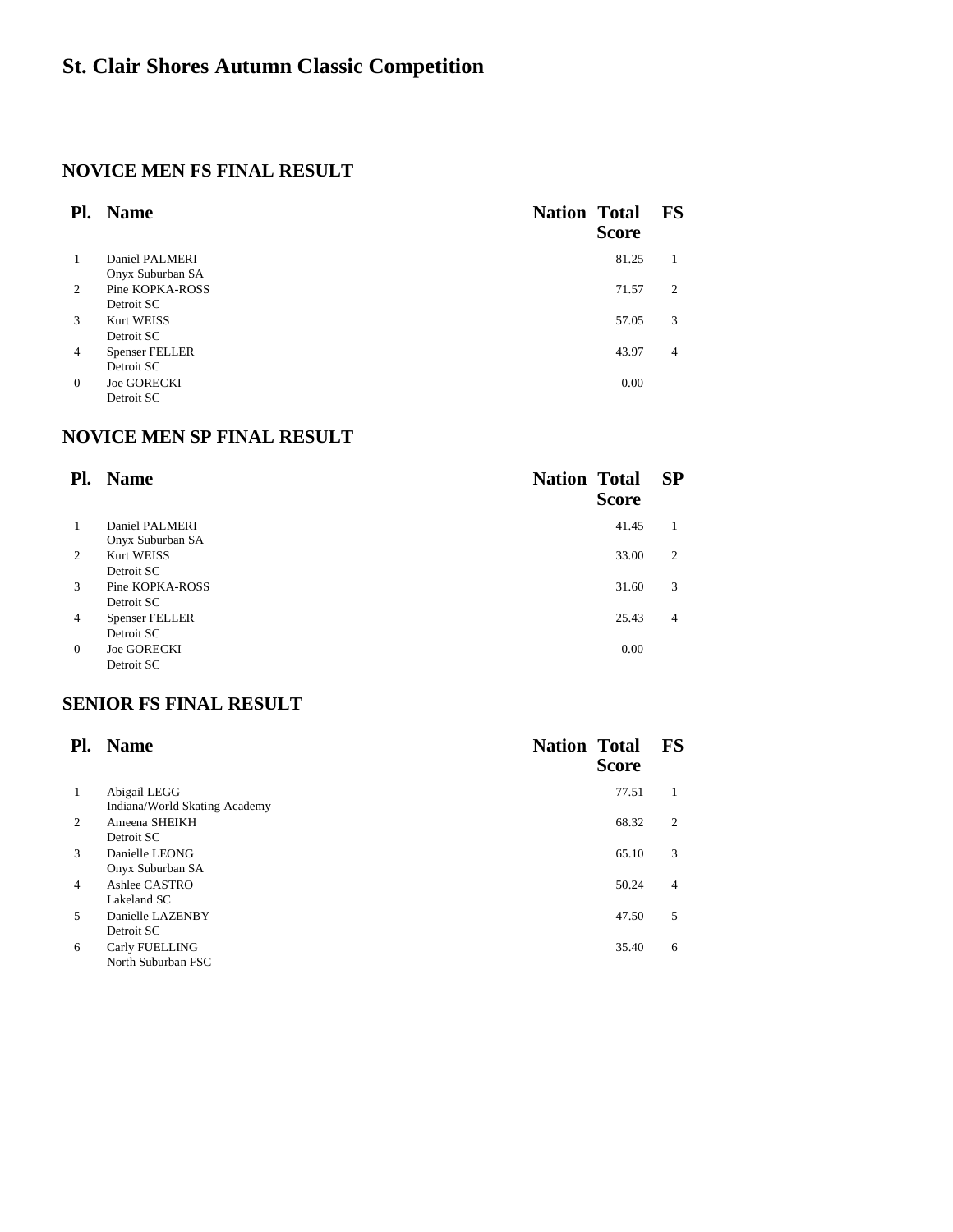# St. Clair Shores Autumn Classic Competition

## NOVICE MEN FS FINAL RESULT

| Pl. | Name | Nation | Total Score | FS |
|---|---|---|---|---|
| 1 | Daniel PALMERI<br>Onyx Suburban SA | | 81.25 | 1 |
| 2 | Pine KOPKA-ROSS<br>Detroit SC | | 71.57 | 2 |
| 3 | Kurt WEISS<br>Detroit SC | | 57.05 | 3 |
| 4 | Spenser FELLER<br>Detroit SC | | 43.97 | 4 |
| 0 | Joe GORECKI<br>Detroit SC | | 0.00 | |

## NOVICE MEN SP FINAL RESULT

| Pl. | Name | Nation | Total Score | SP |
|---|---|---|---|---|
| 1 | Daniel PALMERI<br>Onyx Suburban SA | | 41.45 | 1 |
| 2 | Kurt WEISS<br>Detroit SC | | 33.00 | 2 |
| 3 | Pine KOPKA-ROSS<br>Detroit SC | | 31.60 | 3 |
| 4 | Spenser FELLER<br>Detroit SC | | 25.43 | 4 |
| 0 | Joe GORECKI<br>Detroit SC | | 0.00 | |

## SENIOR FS FINAL RESULT

| Pl. | Name | Nation | Total Score | FS |
|---|---|---|---|---|
| 1 | Abigail LEGG<br>Indiana/World Skating Academy | | 77.51 | 1 |
| 2 | Ameena SHEIKH<br>Detroit SC | | 68.32 | 2 |
| 3 | Danielle LEONG<br>Onyx Suburban SA | | 65.10 | 3 |
| 4 | Ashlee CASTRO<br>Lakeland SC | | 50.24 | 4 |
| 5 | Danielle LAZENBY<br>Detroit SC | | 47.50 | 5 |
| 6 | Carly FUELLING<br>North Suburban FSC | | 35.40 | 6 |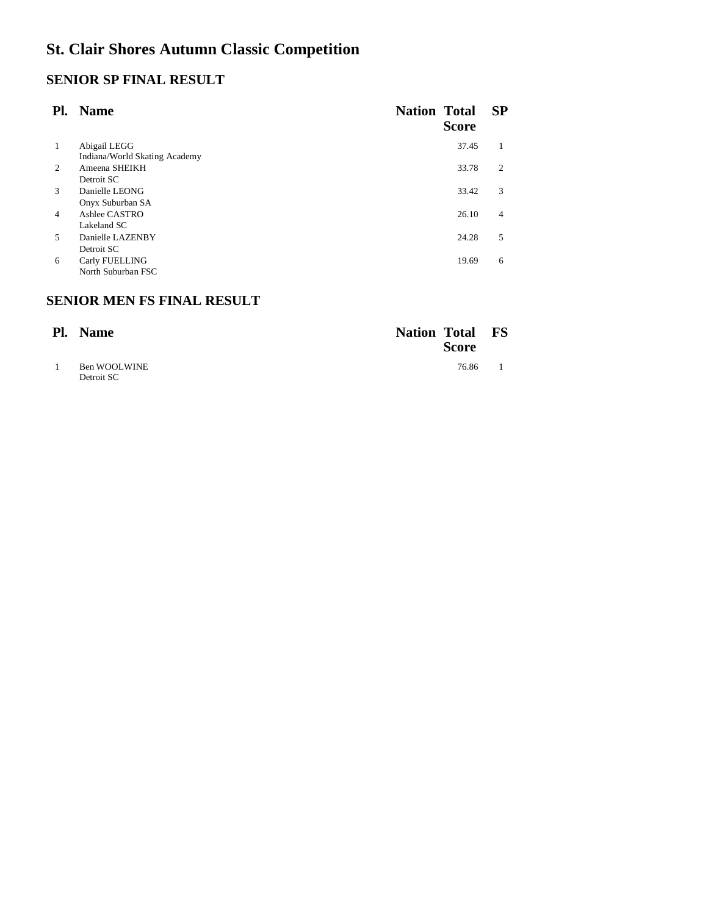# St. Clair Shores Autumn Classic Competition

## SENIOR SP FINAL RESULT

| Pl. | Name | Nation | Total Score | SP |
|---|---|---|---|---|
| 1 | Abigail LEGG<br>Indiana/World Skating Academy | | 37.45 | 1 |
| 2 | Ameena SHEIKH<br>Detroit SC | | 33.78 | 2 |
| 3 | Danielle LEONG<br>Onyx Suburban SA | | 33.42 | 3 |
| 4 | Ashlee CASTRO<br>Lakeland SC | | 26.10 | 4 |
| 5 | Danielle LAZENBY<br>Detroit SC | | 24.28 | 5 |
| 6 | Carly FUELLING<br>North Suburban FSC | | 19.69 | 6 |

## SENIOR MEN FS FINAL RESULT

| Pl. | Name | Nation | Total Score | FS |
|---|---|---|---|---|
| 1 | Ben WOOLWINE<br>Detroit SC | | 76.86 | 1 |